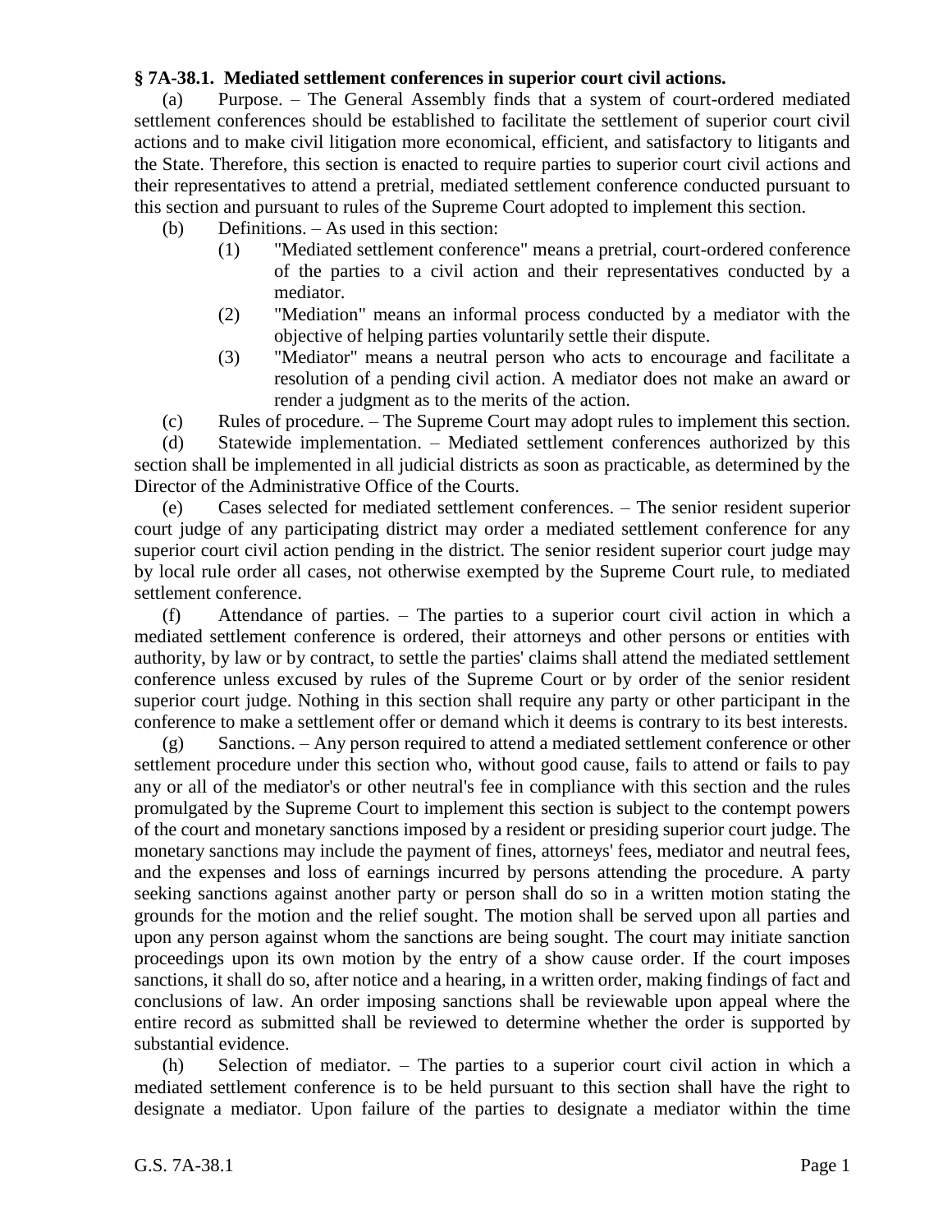**§ 7A-38.1. Mediated settlement conferences in superior court civil actions.**

(a) Purpose. – The General Assembly finds that a system of court-ordered mediated settlement conferences should be established to facilitate the settlement of superior court civil actions and to make civil litigation more economical, efficient, and satisfactory to litigants and the State. Therefore, this section is enacted to require parties to superior court civil actions and their representatives to attend a pretrial, mediated settlement conference conducted pursuant to this section and pursuant to rules of the Supreme Court adopted to implement this section.

(b) Definitions. – As used in this section:

(1) "Mediated settlement conference" means a pretrial, court-ordered conference of the parties to a civil action and their representatives conducted by a mediator.

(2) "Mediation" means an informal process conducted by a mediator with the objective of helping parties voluntarily settle their dispute.

(3) "Mediator" means a neutral person who acts to encourage and facilitate a resolution of a pending civil action. A mediator does not make an award or render a judgment as to the merits of the action.

(c) Rules of procedure. – The Supreme Court may adopt rules to implement this section.

(d) Statewide implementation. – Mediated settlement conferences authorized by this section shall be implemented in all judicial districts as soon as practicable, as determined by the Director of the Administrative Office of the Courts.

(e) Cases selected for mediated settlement conferences. – The senior resident superior court judge of any participating district may order a mediated settlement conference for any superior court civil action pending in the district. The senior resident superior court judge may by local rule order all cases, not otherwise exempted by the Supreme Court rule, to mediated settlement conference.

(f) Attendance of parties. – The parties to a superior court civil action in which a mediated settlement conference is ordered, their attorneys and other persons or entities with authority, by law or by contract, to settle the parties' claims shall attend the mediated settlement conference unless excused by rules of the Supreme Court or by order of the senior resident superior court judge. Nothing in this section shall require any party or other participant in the conference to make a settlement offer or demand which it deems is contrary to its best interests.

(g) Sanctions. – Any person required to attend a mediated settlement conference or other settlement procedure under this section who, without good cause, fails to attend or fails to pay any or all of the mediator's or other neutral's fee in compliance with this section and the rules promulgated by the Supreme Court to implement this section is subject to the contempt powers of the court and monetary sanctions imposed by a resident or presiding superior court judge. The monetary sanctions may include the payment of fines, attorneys' fees, mediator and neutral fees, and the expenses and loss of earnings incurred by persons attending the procedure. A party seeking sanctions against another party or person shall do so in a written motion stating the grounds for the motion and the relief sought. The motion shall be served upon all parties and upon any person against whom the sanctions are being sought. The court may initiate sanction proceedings upon its own motion by the entry of a show cause order. If the court imposes sanctions, it shall do so, after notice and a hearing, in a written order, making findings of fact and conclusions of law. An order imposing sanctions shall be reviewable upon appeal where the entire record as submitted shall be reviewed to determine whether the order is supported by substantial evidence.

(h) Selection of mediator. – The parties to a superior court civil action in which a mediated settlement conference is to be held pursuant to this section shall have the right to designate a mediator. Upon failure of the parties to designate a mediator within the time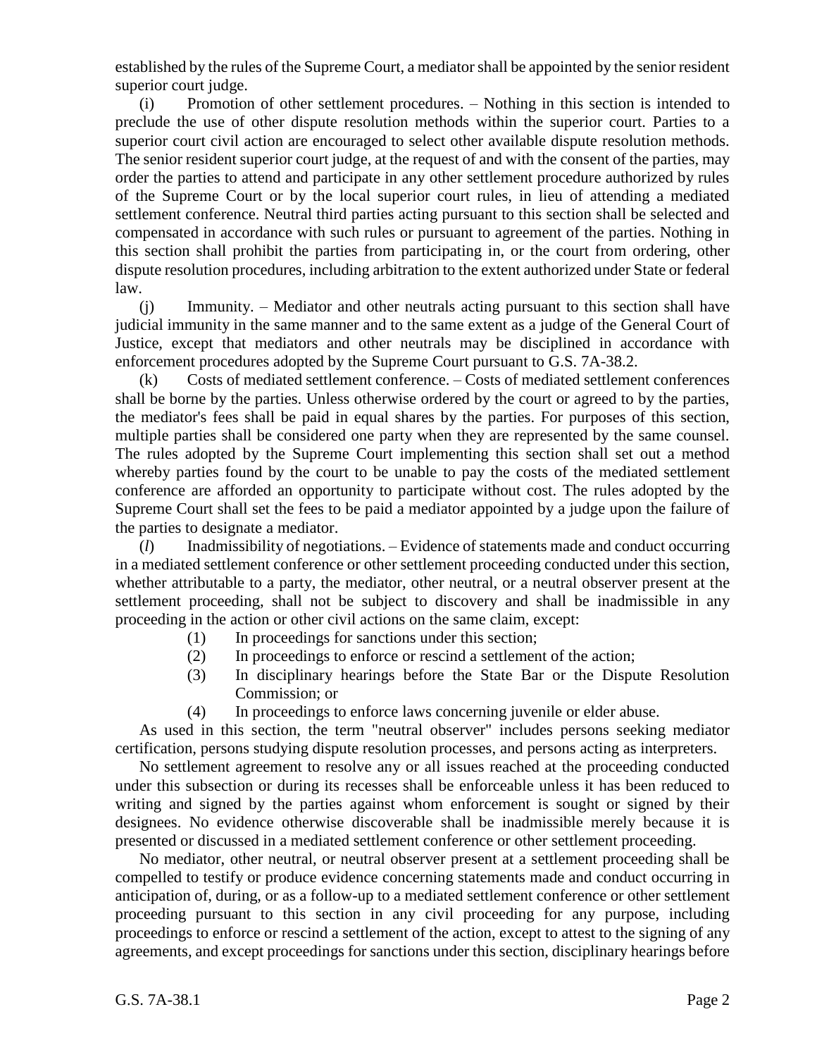established by the rules of the Supreme Court, a mediator shall be appointed by the senior resident superior court judge.

(i) Promotion of other settlement procedures. – Nothing in this section is intended to preclude the use of other dispute resolution methods within the superior court. Parties to a superior court civil action are encouraged to select other available dispute resolution methods. The senior resident superior court judge, at the request of and with the consent of the parties, may order the parties to attend and participate in any other settlement procedure authorized by rules of the Supreme Court or by the local superior court rules, in lieu of attending a mediated settlement conference. Neutral third parties acting pursuant to this section shall be selected and compensated in accordance with such rules or pursuant to agreement of the parties. Nothing in this section shall prohibit the parties from participating in, or the court from ordering, other dispute resolution procedures, including arbitration to the extent authorized under State or federal law.

(j) Immunity. – Mediator and other neutrals acting pursuant to this section shall have judicial immunity in the same manner and to the same extent as a judge of the General Court of Justice, except that mediators and other neutrals may be disciplined in accordance with enforcement procedures adopted by the Supreme Court pursuant to G.S. 7A-38.2.

(k) Costs of mediated settlement conference. – Costs of mediated settlement conferences shall be borne by the parties. Unless otherwise ordered by the court or agreed to by the parties, the mediator's fees shall be paid in equal shares by the parties. For purposes of this section, multiple parties shall be considered one party when they are represented by the same counsel. The rules adopted by the Supreme Court implementing this section shall set out a method whereby parties found by the court to be unable to pay the costs of the mediated settlement conference are afforded an opportunity to participate without cost. The rules adopted by the Supreme Court shall set the fees to be paid a mediator appointed by a judge upon the failure of the parties to designate a mediator.

(*l*) Inadmissibility of negotiations. – Evidence of statements made and conduct occurring in a mediated settlement conference or other settlement proceeding conducted under this section, whether attributable to a party, the mediator, other neutral, or a neutral observer present at the settlement proceeding, shall not be subject to discovery and shall be inadmissible in any proceeding in the action or other civil actions on the same claim, except:

(1) In proceedings for sanctions under this section;
(2) In proceedings to enforce or rescind a settlement of the action;
(3) In disciplinary hearings before the State Bar or the Dispute Resolution Commission; or
(4) In proceedings to enforce laws concerning juvenile or elder abuse.

As used in this section, the term "neutral observer" includes persons seeking mediator certification, persons studying dispute resolution processes, and persons acting as interpreters.

No settlement agreement to resolve any or all issues reached at the proceeding conducted under this subsection or during its recesses shall be enforceable unless it has been reduced to writing and signed by the parties against whom enforcement is sought or signed by their designees. No evidence otherwise discoverable shall be inadmissible merely because it is presented or discussed in a mediated settlement conference or other settlement proceeding.

No mediator, other neutral, or neutral observer present at a settlement proceeding shall be compelled to testify or produce evidence concerning statements made and conduct occurring in anticipation of, during, or as a follow-up to a mediated settlement conference or other settlement proceeding pursuant to this section in any civil proceeding for any purpose, including proceedings to enforce or rescind a settlement of the action, except to attest to the signing of any agreements, and except proceedings for sanctions under this section, disciplinary hearings before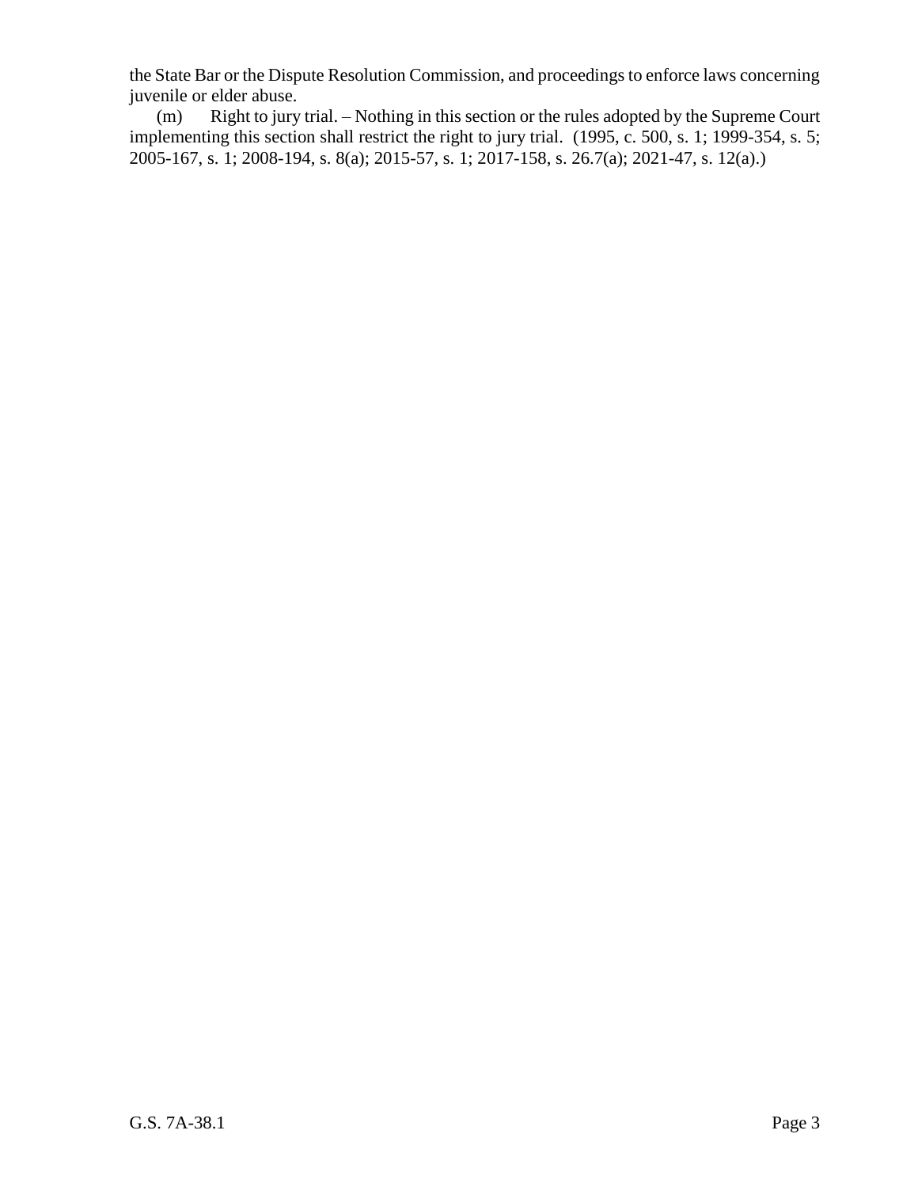the State Bar or the Dispute Resolution Commission, and proceedings to enforce laws concerning juvenile or elder abuse.

(m) Right to jury trial. – Nothing in this section or the rules adopted by the Supreme Court implementing this section shall restrict the right to jury trial. (1995, c. 500, s. 1; 1999-354, s. 5; 2005-167, s. 1; 2008-194, s. 8(a); 2015-57, s. 1; 2017-158, s. 26.7(a); 2021-47, s. 12(a).)